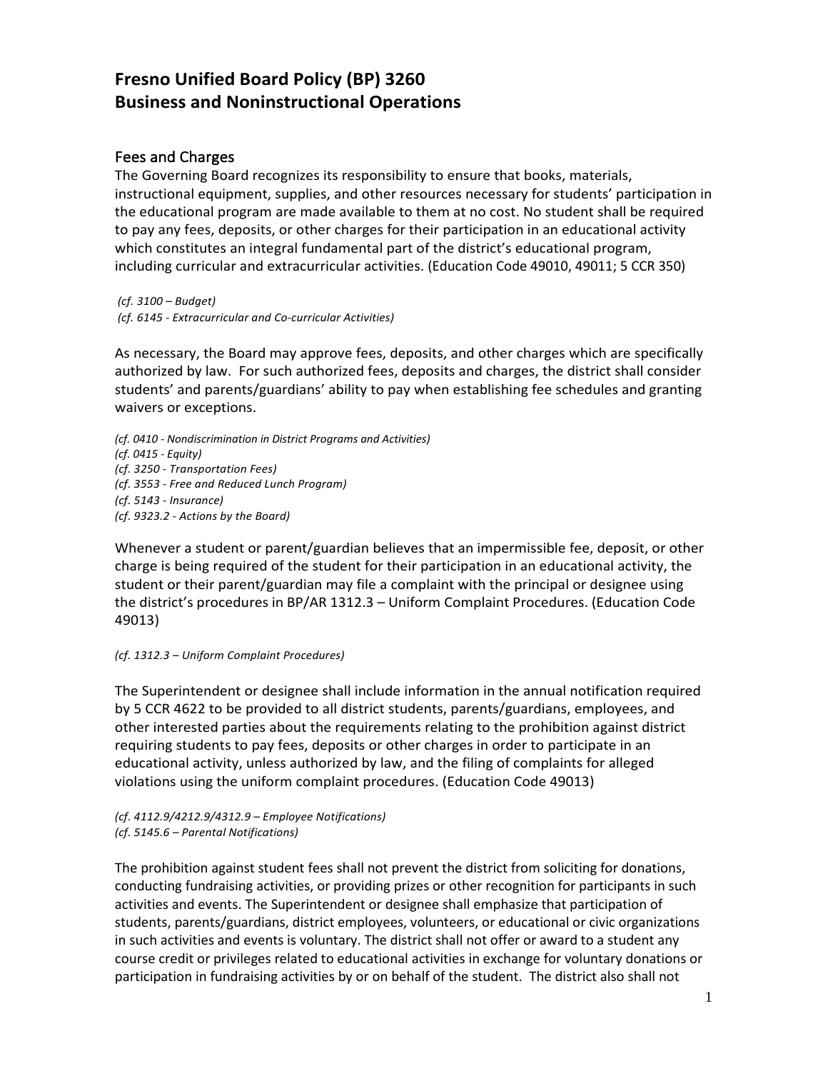# Fresno Unified Board Policy (BP) 3260
# Business and Noninstructional Operations

## Fees and Charges

The Governing Board recognizes its responsibility to ensure that books, materials, instructional equipment, supplies, and other resources necessary for students' participation in the educational program are made available to them at no cost. No student shall be required to pay any fees, deposits, or other charges for their participation in an educational activity which constitutes an integral fundamental part of the district's educational program, including curricular and extracurricular activities. (Education Code 49010, 49011; 5 CCR 350)

*(cf. 3100 – Budget)*
*(cf. 6145 - Extracurricular and Co-curricular Activities)*

As necessary, the Board may approve fees, deposits, and other charges which are specifically authorized by law. For such authorized fees, deposits and charges, the district shall consider students' and parents/guardians' ability to pay when establishing fee schedules and granting waivers or exceptions.

*(cf. 0410 - Nondiscrimination in District Programs and Activities)*
*(cf. 0415 - Equity)*
*(cf. 3250 - Transportation Fees)*
*(cf. 3553 - Free and Reduced Lunch Program)*
*(cf. 5143 - Insurance)*
*(cf. 9323.2 - Actions by the Board)*

Whenever a student or parent/guardian believes that an impermissible fee, deposit, or other charge is being required of the student for their participation in an educational activity, the student or their parent/guardian may file a complaint with the principal or designee using the district's procedures in BP/AR 1312.3 – Uniform Complaint Procedures. (Education Code 49013)

*(cf. 1312.3 – Uniform Complaint Procedures)*

The Superintendent or designee shall include information in the annual notification required by 5 CCR 4622 to be provided to all district students, parents/guardians, employees, and other interested parties about the requirements relating to the prohibition against district requiring students to pay fees, deposits or other charges in order to participate in an educational activity, unless authorized by law, and the filing of complaints for alleged violations using the uniform complaint procedures. (Education Code 49013)

*(cf. 4112.9/4212.9/4312.9 – Employee Notifications)*
*(cf. 5145.6 – Parental Notifications)*

The prohibition against student fees shall not prevent the district from soliciting for donations, conducting fundraising activities, or providing prizes or other recognition for participants in such activities and events. The Superintendent or designee shall emphasize that participation of students, parents/guardians, district employees, volunteers, or educational or civic organizations in such activities and events is voluntary. The district shall not offer or award to a student any course credit or privileges related to educational activities in exchange for voluntary donations or participation in fundraising activities by or on behalf of the student. The district also shall not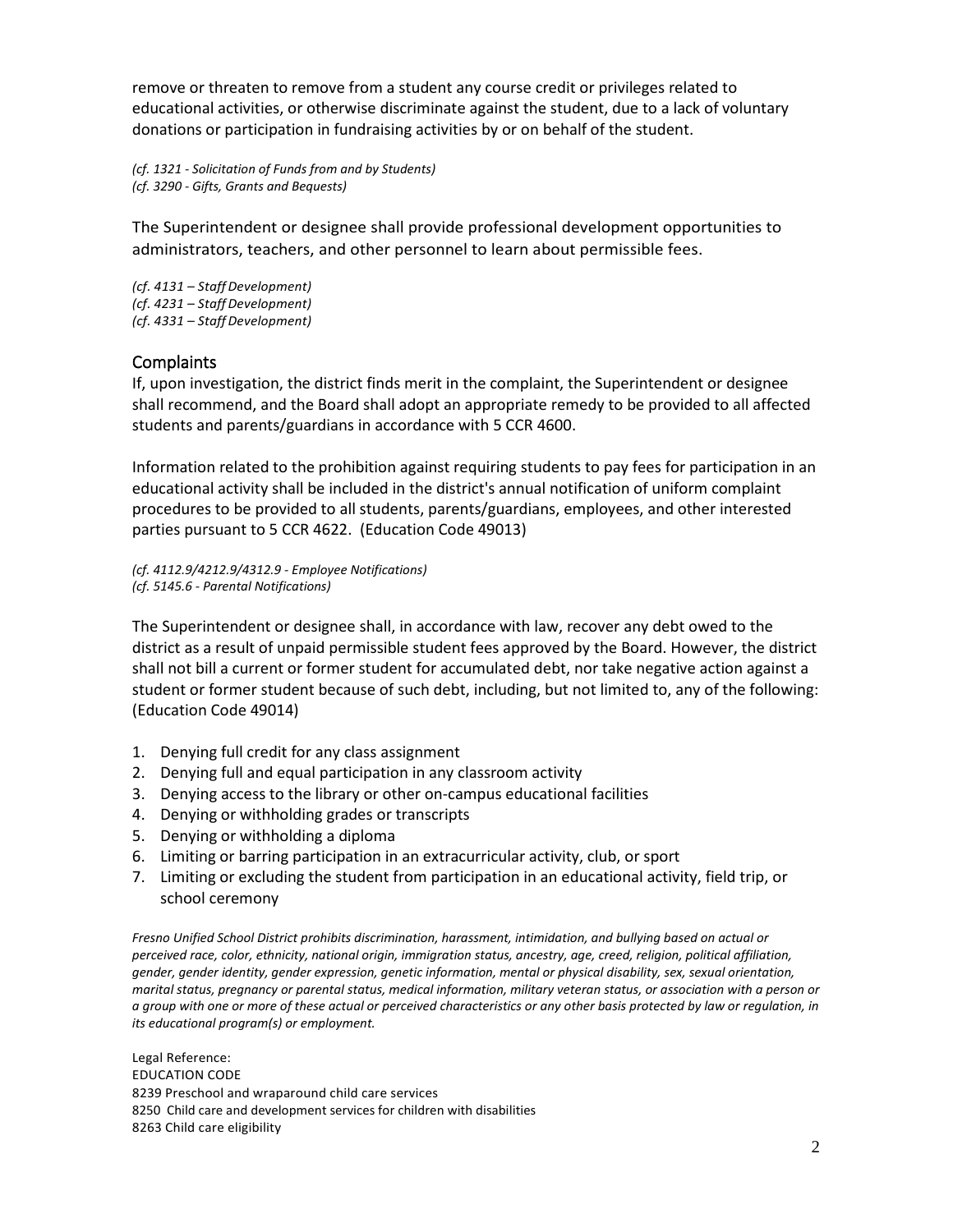remove or threaten to remove from a student any course credit or privileges related to educational activities, or otherwise discriminate against the student, due to a lack of voluntary donations or participation in fundraising activities by or on behalf of the student.

*(cf. 1321 - Solicitation of Funds from and by Students)*
*(cf. 3290 - Gifts, Grants and Bequests)*

The Superintendent or designee shall provide professional development opportunities to administrators, teachers, and other personnel to learn about permissible fees.

*(cf. 4131 – Staff Development)*
*(cf. 4231 – Staff Development)*
*(cf. 4331 – Staff Development)*

## Complaints

If, upon investigation, the district finds merit in the complaint, the Superintendent or designee shall recommend, and the Board shall adopt an appropriate remedy to be provided to all affected students and parents/guardians in accordance with 5 CCR 4600.

Information related to the prohibition against requiring students to pay fees for participation in an educational activity shall be included in the district's annual notification of uniform complaint procedures to be provided to all students, parents/guardians, employees, and other interested parties pursuant to 5 CCR 4622. (Education Code 49013)

*(cf. 4112.9/4212.9/4312.9 - Employee Notifications)*
*(cf. 5145.6 - Parental Notifications)*

The Superintendent or designee shall, in accordance with law, recover any debt owed to the district as a result of unpaid permissible student fees approved by the Board. However, the district shall not bill a current or former student for accumulated debt, nor take negative action against a student or former student because of such debt, including, but not limited to, any of the following: (Education Code 49014)

1. Denying full credit for any class assignment
2. Denying full and equal participation in any classroom activity
3. Denying access to the library or other on-campus educational facilities
4. Denying or withholding grades or transcripts
5. Denying or withholding a diploma
6. Limiting or barring participation in an extracurricular activity, club, or sport
7. Limiting or excluding the student from participation in an educational activity, field trip, or school ceremony

*Fresno Unified School District prohibits discrimination, harassment, intimidation, and bullying based on actual or perceived race, color, ethnicity, national origin, immigration status, ancestry, age, creed, religion, political affiliation, gender, gender identity, gender expression, genetic information, mental or physical disability, sex, sexual orientation, marital status, pregnancy or parental status, medical information, military veteran status, or association with a person or a group with one or more of these actual or perceived characteristics or any other basis protected by law or regulation, in its educational program(s) or employment.*

Legal Reference:
EDUCATION CODE
8239 Preschool and wraparound child care services
8250 Child care and development services for children with disabilities
8263 Child care eligibility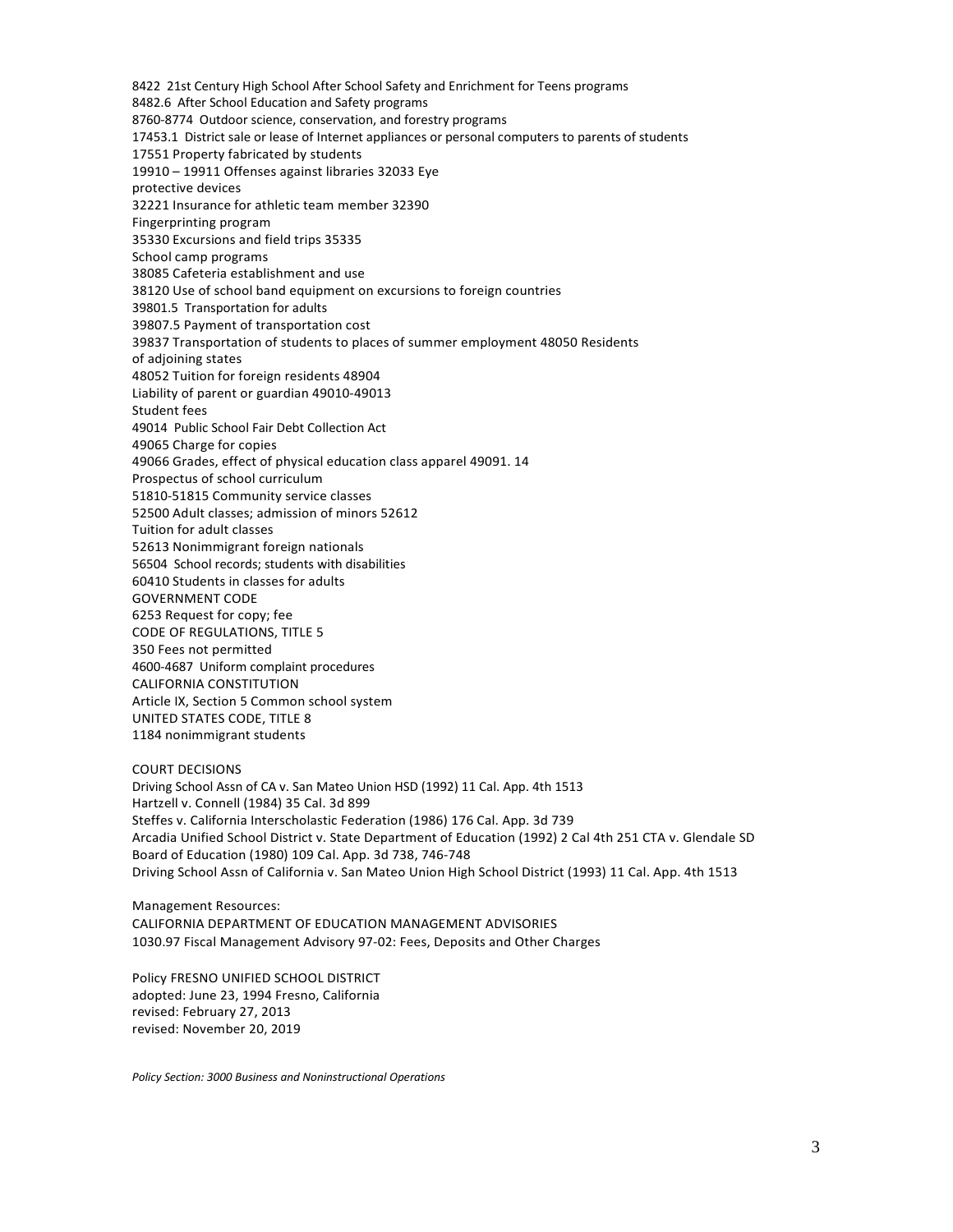8422 21st Century High School After School Safety and Enrichment for Teens programs
8482.6 After School Education and Safety programs
8760-8774 Outdoor science, conservation, and forestry programs
17453.1 District sale or lease of Internet appliances or personal computers to parents of students
17551 Property fabricated by students
19910 – 19911 Offenses against libraries 32033 Eye protective devices
32221 Insurance for athletic team member 32390 Fingerprinting program
35330 Excursions and field trips 35335 School camp programs
38085 Cafeteria establishment and use
38120 Use of school band equipment on excursions to foreign countries
39801.5 Transportation for adults
39807.5 Payment of transportation cost
39837 Transportation of students to places of summer employment 48050 Residents of adjoining states
48052 Tuition for foreign residents 48904 Liability of parent or guardian 49010-49013 Student fees
49014 Public School Fair Debt Collection Act
49065 Charge for copies
49066 Grades, effect of physical education class apparel 49091. 14 Prospectus of school curriculum
51810-51815 Community service classes
52500 Adult classes; admission of minors 52612 Tuition for adult classes
52613 Nonimmigrant foreign nationals
56504 School records; students with disabilities
60410 Students in classes for adults

GOVERNMENT CODE
6253 Request for copy; fee

CODE OF REGULATIONS, TITLE 5
350 Fees not permitted
4600-4687 Uniform complaint procedures

CALIFORNIA CONSTITUTION
Article IX, Section 5 Common school system

UNITED STATES CODE, TITLE 8
1184 nonimmigrant students

COURT DECISIONS
Driving School Assn of CA v. San Mateo Union HSD (1992) 11 Cal. App. 4th 1513
Hartzell v. Connell (1984) 35 Cal. 3d 899
Steffes v. California Interscholastic Federation (1986) 176 Cal. App. 3d 739
Arcadia Unified School District v. State Department of Education (1992) 2 Cal 4th 251 CTA v. Glendale SD Board of Education (1980) 109 Cal. App. 3d 738, 746-748
Driving School Assn of California v. San Mateo Union High School District (1993) 11 Cal. App. 4th 1513

Management Resources:
CALIFORNIA DEPARTMENT OF EDUCATION MANAGEMENT ADVISORIES
1030.97 Fiscal Management Advisory 97-02: Fees, Deposits and Other Charges

Policy FRESNO UNIFIED SCHOOL DISTRICT
adopted: June 23, 1994 Fresno, California
revised: February 27, 2013
revised: November 20, 2019

*Policy Section: 3000 Business and Noninstructional Operations*